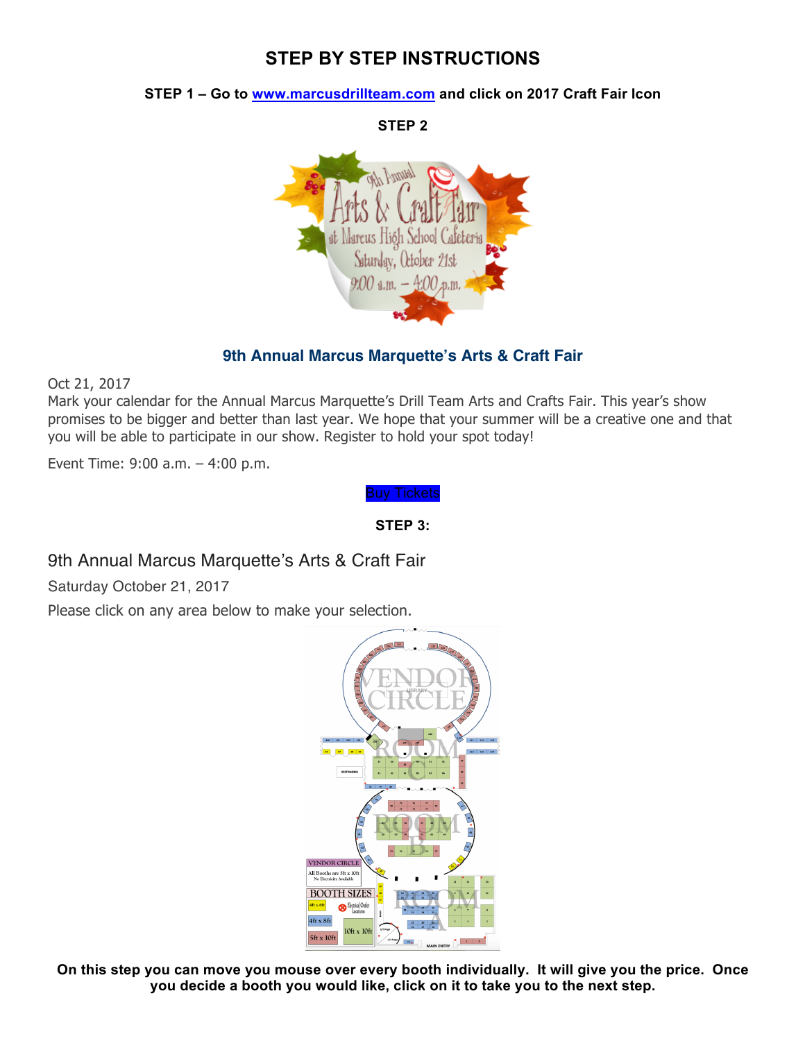# STEP BY STEP INSTRUCTIONS

**STEP 1 – Go to [www.marcusdrillteam.com](http://www.marcusdrillteam.com) and click on 2017 Craft Fair Icon**

**STEP 2**

9th Annual Arts & Craft Fair at Marcus High School Cafeteria Saturday, October 21st 9:00 a.m. – 4:00 p.m.

## 9th Annual Marcus Marquette's Arts & Craft Fair

Oct 21, 2017

Mark your calendar for the Annual Marcus Marquette's Drill Team Arts and Crafts Fair. This year's show promises to be bigger and better than last year. We hope that your summer will be a creative one and that you will be able to participate in our show. Register to hold your spot today!

Event Time: 9:00 a.m. – 4:00 p.m.

Buy Tickets

**STEP 3:**

## 9th Annual Marcus Marquette's Arts & Craft Fair

Saturday October 21, 2017

Please click on any area below to make your selection.

VENDOR CIRCLE

ROOM C

ROOM B

ROOM A

VENDOR CIRCLE: All Booths are 5ft x 10ft. No Electricity Available

BOOTH SIZES: 4ft x 6ft, 4ft x 8ft, 5ft x 10ft, 10ft x 10ft, Electrical Outlet Locations

**On this step you can move you mouse over every booth individually. It will give you the price. Once you decide a booth you would like, click on it to take you to the next step.**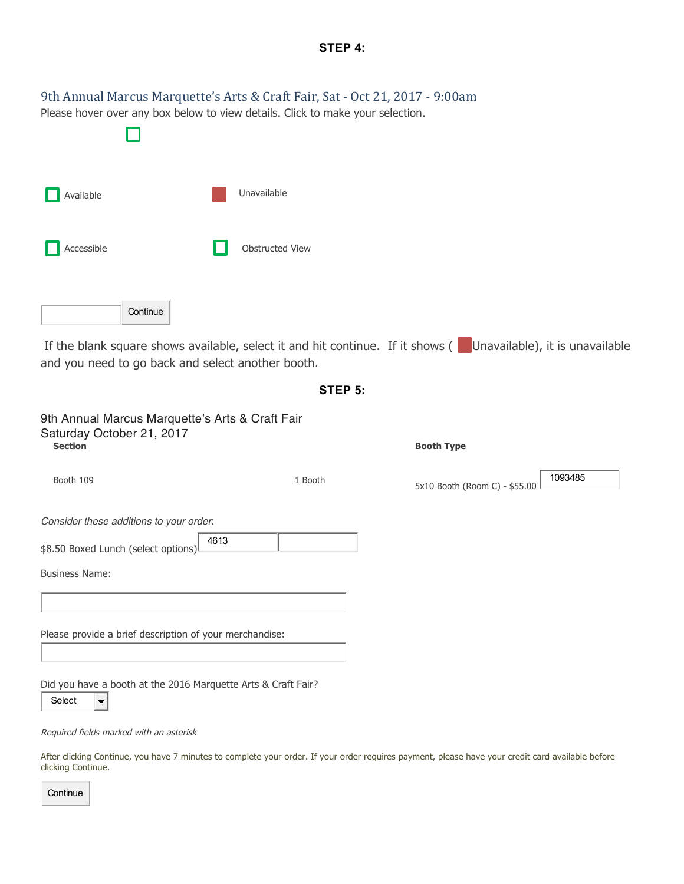**STEP 4:**

9th Annual Marcus Marquette's Arts & Craft Fair, Sat - Oct 21, 2017 - 9:00am

Please hover over any box below to view details. Click to make your selection.

Available

Unavailable

Accessible

Obstructed View

Continue

If the blank square shows available, select it and hit continue. If it shows ( Unavailable), it is unavailable and you need to go back and select another booth.

**STEP 5:**

9th Annual Marcus Marquette's Arts & Craft Fair
Saturday October 21, 2017

| **Section** | | **Booth Type** |
|---|---|---|
| Booth 109 | 1 Booth | 5x10 Booth (Room C) - $55.00 1093485 |

*Consider these additions to your order:*

$8.50 Boxed Lunch (select options) 4613

Business Name:

Please provide a brief description of your merchandise:

Did you have a booth at the 2016 Marquette Arts & Craft Fair?

Select

*Required fields marked with an asterisk*

After clicking Continue, you have 7 minutes to complete your order. If your order requires payment, please have your credit card available before clicking Continue.

Continue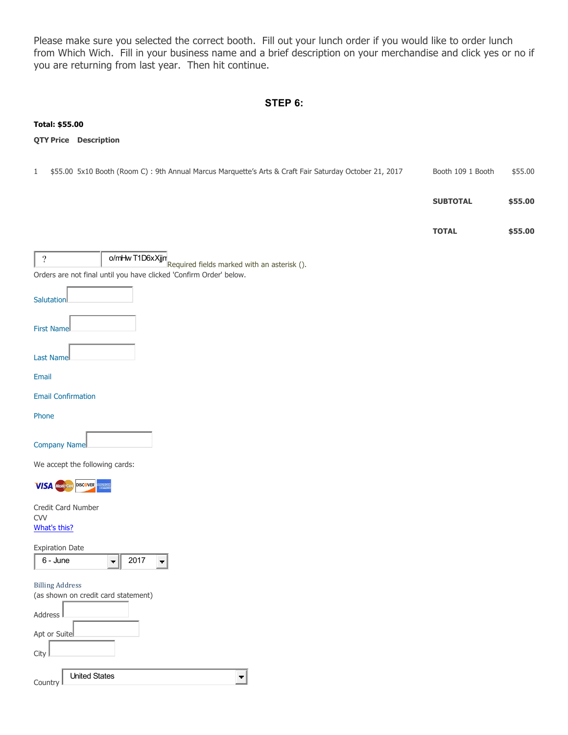Please make sure you selected the correct booth. Fill out your lunch order if you would like to order lunch from Which Wich. Fill in your business name and a brief description on your merchandise and click yes or no if you are returning from last year. Then hit continue.

## STEP 6:

**Total: $55.00**

| QTY | Price | Description | | |
|---|---|---|---|---|
| 1 | $55.00 | 5x10 Booth (Room C) : 9th Annual Marcus Marquette's Arts & Craft Fair Saturday October 21, 2017 | Booth 109 1 Booth | $55.00 |
| | | | **SUBTOTAL** | **$55.00** |
| | | | **TOTAL** | **$55.00** |

? o/mHw T1D6xXjjm Required fields marked with an asterisk ().

Orders are not final until you have clicked 'Confirm Order' below.

Salutation

First Name

Last Name

Email

Email Confirmation

Phone

Company Name

We accept the following cards:

VISA MasterCard DISCOVER AMERICAN EXPRESS

Credit Card Number

CVV

What's this?

Expiration Date

6 - June 2017

Billing Address

(as shown on credit card statement)

Address

Apt or Suite

City

Country United States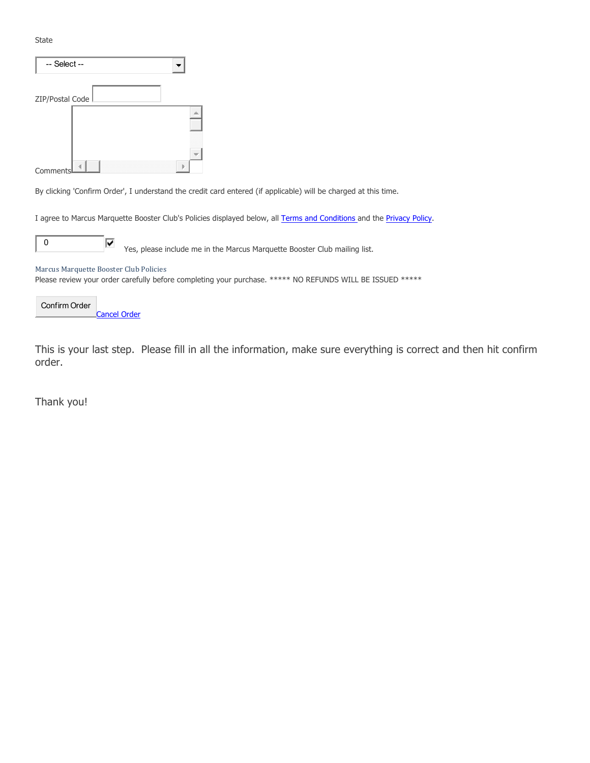State

-- Select --

ZIP/Postal Code

Comments

By clicking 'Confirm Order', I understand the credit card entered (if applicable) will be charged at this time.

I agree to Marcus Marquette Booster Club's Policies displayed below, all Terms and Conditions and the Privacy Policy.

0

- [x] Yes, please include me in the Marcus Marquette Booster Club mailing list.

Marcus Marquette Booster Club Policies

Please review your order carefully before completing your purchase. ***** NO REFUNDS WILL BE ISSUED *****

Confirm Order Cancel Order

This is your last step. Please fill in all the information, make sure everything is correct and then hit confirm order.

Thank you!